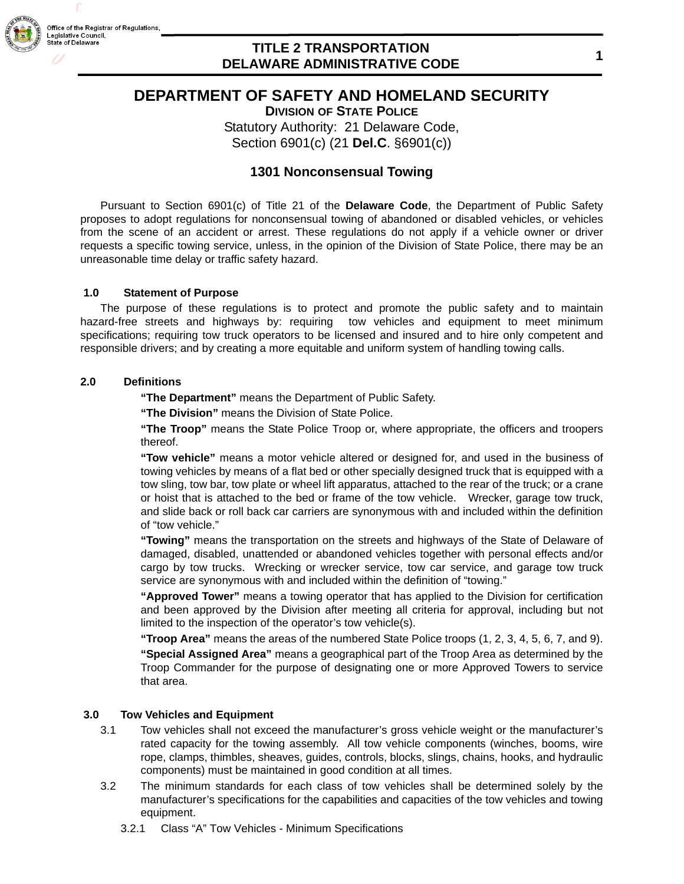# DEPARTMENT OF SAFETY AND HOMELAND SECURITY

## DIVISION OF STATE POLICE

Statutory Authority: 21 Delaware Code, Section 6901(c) (21 **Del.C**. §6901(c))

### 1301 Nonconsensual Towing

Pursuant to Section 6901(c) of Title 21 of the **Delaware Code**, the Department of Public Safety proposes to adopt regulations for nonconsensual towing of abandoned or disabled vehicles, or vehicles from the scene of an accident or arrest. These regulations do not apply if a vehicle owner or driver requests a specific towing service, unless, in the opinion of the Division of State Police, there may be an unreasonable time delay or traffic safety hazard.

**1.0 Statement of Purpose**

The purpose of these regulations is to protect and promote the public safety and to maintain hazard-free streets and highways by: requiring tow vehicles and equipment to meet minimum specifications; requiring tow truck operators to be licensed and insured and to hire only competent and responsible drivers; and by creating a more equitable and uniform system of handling towing calls.

**2.0 Definitions**

**"The Department"** means the Department of Public Safety.

**"The Division"** means the Division of State Police.

**"The Troop"** means the State Police Troop or, where appropriate, the officers and troopers thereof.

**"Tow vehicle"** means a motor vehicle altered or designed for, and used in the business of towing vehicles by means of a flat bed or other specially designed truck that is equipped with a tow sling, tow bar, tow plate or wheel lift apparatus, attached to the rear of the truck; or a crane or hoist that is attached to the bed or frame of the tow vehicle. Wrecker, garage tow truck, and slide back or roll back car carriers are synonymous with and included within the definition of "tow vehicle."

**"Towing"** means the transportation on the streets and highways of the State of Delaware of damaged, disabled, unattended or abandoned vehicles together with personal effects and/or cargo by tow trucks. Wrecking or wrecker service, tow car service, and garage tow truck service are synonymous with and included within the definition of "towing."

**"Approved Tower"** means a towing operator that has applied to the Division for certification and been approved by the Division after meeting all criteria for approval, including but not limited to the inspection of the operator's tow vehicle(s).

**"Troop Area"** means the areas of the numbered State Police troops (1, 2, 3, 4, 5, 6, 7, and 9).

**"Special Assigned Area"** means a geographical part of the Troop Area as determined by the Troop Commander for the purpose of designating one or more Approved Towers to service that area.

**3.0 Tow Vehicles and Equipment**

3.1 Tow vehicles shall not exceed the manufacturer's gross vehicle weight or the manufacturer's rated capacity for the towing assembly. All tow vehicle components (winches, booms, wire rope, clamps, thimbles, sheaves, guides, controls, blocks, slings, chains, hooks, and hydraulic components) must be maintained in good condition at all times.

3.2 The minimum standards for each class of tow vehicles shall be determined solely by the manufacturer's specifications for the capabilities and capacities of the tow vehicles and towing equipment.

3.2.1 Class "A" Tow Vehicles - Minimum Specifications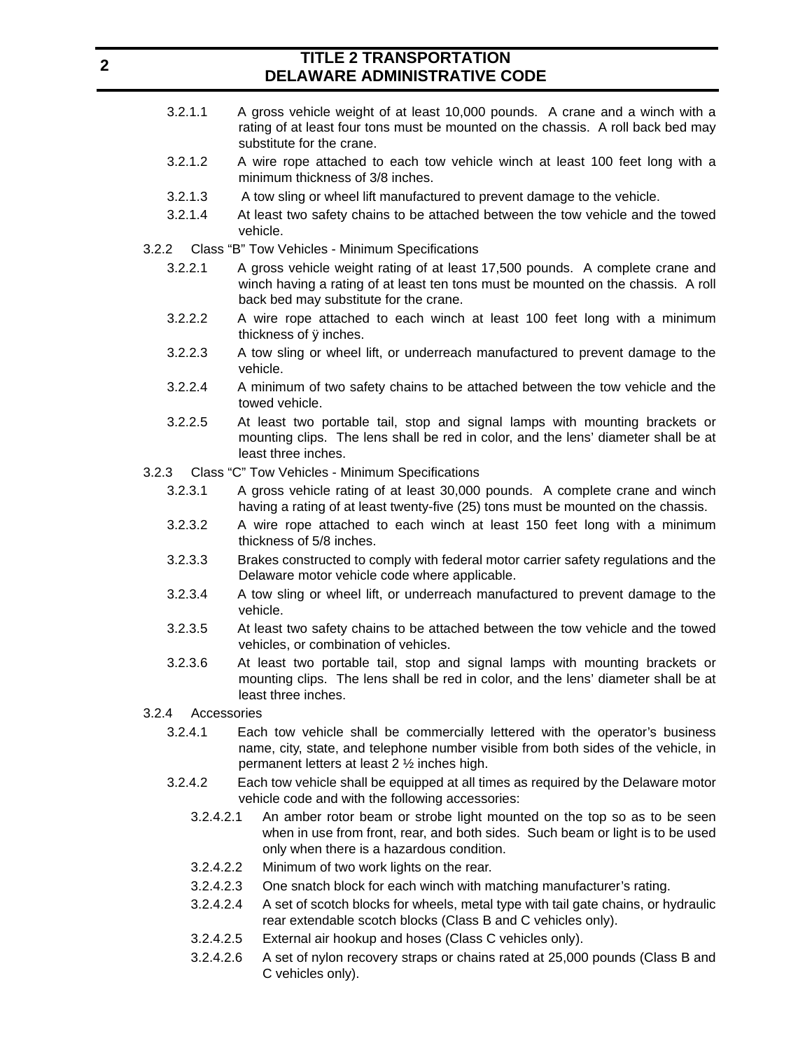3.2.1.1 A gross vehicle weight of at least 10,000 pounds. A crane and a winch with a rating of at least four tons must be mounted on the chassis. A roll back bed may substitute for the crane.

3.2.1.2 A wire rope attached to each tow vehicle winch at least 100 feet long with a minimum thickness of 3/8 inches.

3.2.1.3 A tow sling or wheel lift manufactured to prevent damage to the vehicle.

3.2.1.4 At least two safety chains to be attached between the tow vehicle and the towed vehicle.

3.2.2 Class “B” Tow Vehicles - Minimum Specifications

3.2.2.1 A gross vehicle weight rating of at least 17,500 pounds. A complete crane and winch having a rating of at least ten tons must be mounted on the chassis. A roll back bed may substitute for the crane.

3.2.2.2 A wire rope attached to each winch at least 100 feet long with a minimum thickness of ÿ inches.

3.2.2.3 A tow sling or wheel lift, or underreach manufactured to prevent damage to the vehicle.

3.2.2.4 A minimum of two safety chains to be attached between the tow vehicle and the towed vehicle.

3.2.2.5 At least two portable tail, stop and signal lamps with mounting brackets or mounting clips. The lens shall be red in color, and the lens’ diameter shall be at least three inches.

3.2.3 Class “C” Tow Vehicles - Minimum Specifications

3.2.3.1 A gross vehicle rating of at least 30,000 pounds. A complete crane and winch having a rating of at least twenty-five (25) tons must be mounted on the chassis.

3.2.3.2 A wire rope attached to each winch at least 150 feet long with a minimum thickness of 5/8 inches.

3.2.3.3 Brakes constructed to comply with federal motor carrier safety regulations and the Delaware motor vehicle code where applicable.

3.2.3.4 A tow sling or wheel lift, or underreach manufactured to prevent damage to the vehicle.

3.2.3.5 At least two safety chains to be attached between the tow vehicle and the towed vehicles, or combination of vehicles.

3.2.3.6 At least two portable tail, stop and signal lamps with mounting brackets or mounting clips. The lens shall be red in color, and the lens’ diameter shall be at least three inches.

3.2.4 Accessories

3.2.4.1 Each tow vehicle shall be commercially lettered with the operator’s business name, city, state, and telephone number visible from both sides of the vehicle, in permanent letters at least 2 ½ inches high.

3.2.4.2 Each tow vehicle shall be equipped at all times as required by the Delaware motor vehicle code and with the following accessories:

3.2.4.2.1 An amber rotor beam or strobe light mounted on the top so as to be seen when in use from front, rear, and both sides. Such beam or light is to be used only when there is a hazardous condition.

3.2.4.2.2 Minimum of two work lights on the rear.

3.2.4.2.3 One snatch block for each winch with matching manufacturer’s rating.

3.2.4.2.4 A set of scotch blocks for wheels, metal type with tail gate chains, or hydraulic rear extendable scotch blocks (Class B and C vehicles only).

3.2.4.2.5 External air hookup and hoses (Class C vehicles only).

3.2.4.2.6 A set of nylon recovery straps or chains rated at 25,000 pounds (Class B and C vehicles only).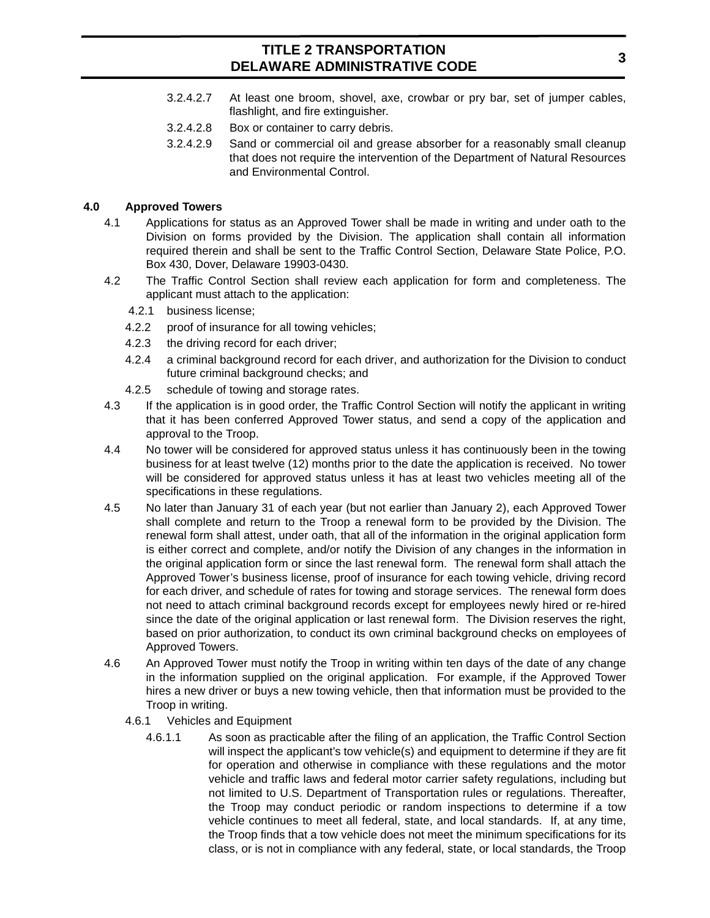3.2.4.2.7 At least one broom, shovel, axe, crowbar or pry bar, set of jumper cables, flashlight, and fire extinguisher.

3.2.4.2.8 Box or container to carry debris.

3.2.4.2.9 Sand or commercial oil and grease absorber for a reasonably small cleanup that does not require the intervention of the Department of Natural Resources and Environmental Control.

## 4.0 Approved Towers

4.1 Applications for status as an Approved Tower shall be made in writing and under oath to the Division on forms provided by the Division. The application shall contain all information required therein and shall be sent to the Traffic Control Section, Delaware State Police, P.O. Box 430, Dover, Delaware 19903-0430.

4.2 The Traffic Control Section shall review each application for form and completeness. The applicant must attach to the application:

4.2.1 business license;

4.2.2 proof of insurance for all towing vehicles;

4.2.3 the driving record for each driver;

4.2.4 a criminal background record for each driver, and authorization for the Division to conduct future criminal background checks; and

4.2.5 schedule of towing and storage rates.

4.3 If the application is in good order, the Traffic Control Section will notify the applicant in writing that it has been conferred Approved Tower status, and send a copy of the application and approval to the Troop.

4.4 No tower will be considered for approved status unless it has continuously been in the towing business for at least twelve (12) months prior to the date the application is received. No tower will be considered for approved status unless it has at least two vehicles meeting all of the specifications in these regulations.

4.5 No later than January 31 of each year (but not earlier than January 2), each Approved Tower shall complete and return to the Troop a renewal form to be provided by the Division. The renewal form shall attest, under oath, that all of the information in the original application form is either correct and complete, and/or notify the Division of any changes in the information in the original application form or since the last renewal form. The renewal form shall attach the Approved Tower's business license, proof of insurance for each towing vehicle, driving record for each driver, and schedule of rates for towing and storage services. The renewal form does not need to attach criminal background records except for employees newly hired or re-hired since the date of the original application or last renewal form. The Division reserves the right, based on prior authorization, to conduct its own criminal background checks on employees of Approved Towers.

4.6 An Approved Tower must notify the Troop in writing within ten days of the date of any change in the information supplied on the original application. For example, if the Approved Tower hires a new driver or buys a new towing vehicle, then that information must be provided to the Troop in writing.

4.6.1 Vehicles and Equipment

4.6.1.1 As soon as practicable after the filing of an application, the Traffic Control Section will inspect the applicant's tow vehicle(s) and equipment to determine if they are fit for operation and otherwise in compliance with these regulations and the motor vehicle and traffic laws and federal motor carrier safety regulations, including but not limited to U.S. Department of Transportation rules or regulations. Thereafter, the Troop may conduct periodic or random inspections to determine if a tow vehicle continues to meet all federal, state, and local standards. If, at any time, the Troop finds that a tow vehicle does not meet the minimum specifications for its class, or is not in compliance with any federal, state, or local standards, the Troop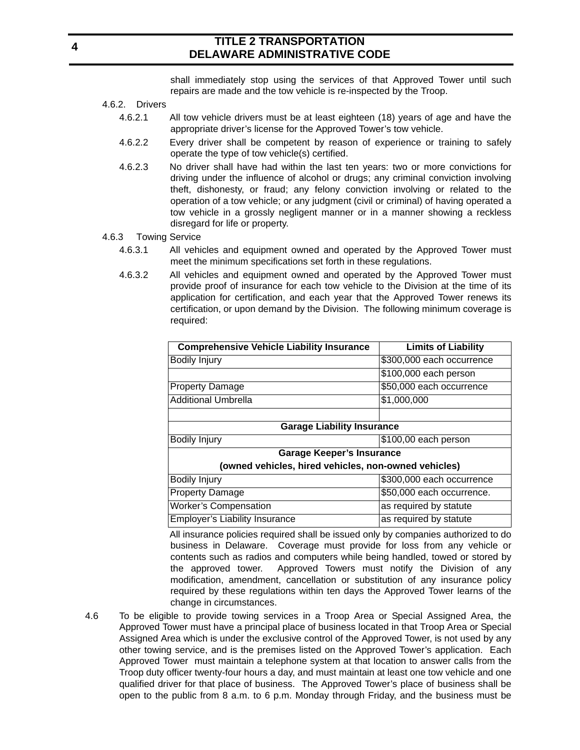shall immediately stop using the services of that Approved Tower until such repairs are made and the tow vehicle is re-inspected by the Troop.

4.6.2. Drivers

4.6.2.1 All tow vehicle drivers must be at least eighteen (18) years of age and have the appropriate driver's license for the Approved Tower's tow vehicle.

4.6.2.2 Every driver shall be competent by reason of experience or training to safely operate the type of tow vehicle(s) certified.

4.6.2.3 No driver shall have had within the last ten years: two or more convictions for driving under the influence of alcohol or drugs; any criminal conviction involving theft, dishonesty, or fraud; any felony conviction involving or related to the operation of a tow vehicle; or any judgment (civil or criminal) of having operated a tow vehicle in a grossly negligent manner or in a manner showing a reckless disregard for life or property.

4.6.3 Towing Service

4.6.3.1 All vehicles and equipment owned and operated by the Approved Tower must meet the minimum specifications set forth in these regulations.

4.6.3.2 All vehicles and equipment owned and operated by the Approved Tower must provide proof of insurance for each tow vehicle to the Division at the time of its application for certification, and each year that the Approved Tower renews its certification, or upon demand by the Division. The following minimum coverage is required:

| **Comprehensive Vehicle Liability Insurance** | **Limits of Liability** |
|---|---|
| Bodily Injury | $300,000 each occurrence |
| | $100,000 each person |
| Property Damage | $50,000 each occurrence |
| Additional Umbrella | $1,000,000 |
| | |
| **Garage Liability Insurance** | |
| Bodily Injury | $100,00 each person |
| **Garage Keeper's Insurance (owned vehicles, hired vehicles, non-owned vehicles)** | |
| Bodily Injury | $300,000 each occurrence |
| Property Damage | $50,000 each occurrence. |
| Worker's Compensation | as required by statute |
| Employer's Liability Insurance | as required by statute |

All insurance policies required shall be issued only by companies authorized to do business in Delaware. Coverage must provide for loss from any vehicle or contents such as radios and computers while being handled, towed or stored by the approved tower. Approved Towers must notify the Division of any modification, amendment, cancellation or substitution of any insurance policy required by these regulations within ten days the Approved Tower learns of the change in circumstances.

4.6 To be eligible to provide towing services in a Troop Area or Special Assigned Area, the Approved Tower must have a principal place of business located in that Troop Area or Special Assigned Area which is under the exclusive control of the Approved Tower, is not used by any other towing service, and is the premises listed on the Approved Tower's application. Each Approved Tower must maintain a telephone system at that location to answer calls from the Troop duty officer twenty-four hours a day, and must maintain at least one tow vehicle and one qualified driver for that place of business. The Approved Tower's place of business shall be open to the public from 8 a.m. to 6 p.m. Monday through Friday, and the business must be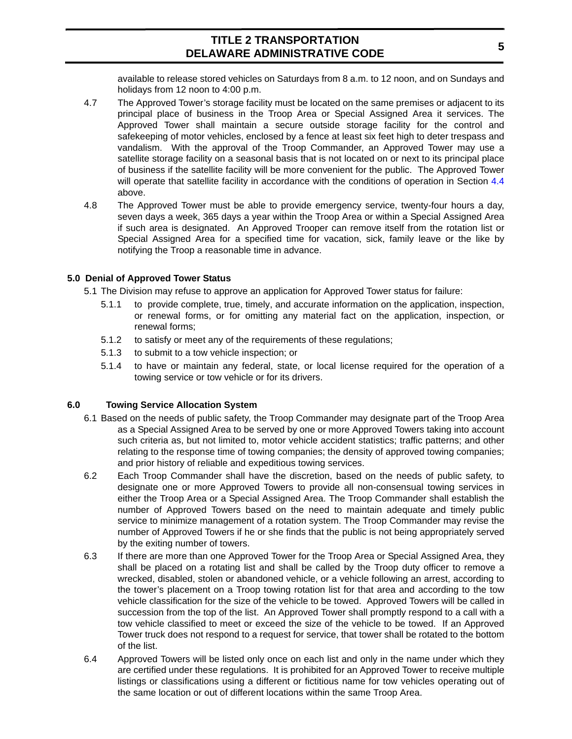available to release stored vehicles on Saturdays from 8 a.m. to 12 noon, and on Sundays and holidays from 12 noon to 4:00 p.m.

4.7 The Approved Tower's storage facility must be located on the same premises or adjacent to its principal place of business in the Troop Area or Special Assigned Area it services. The Approved Tower shall maintain a secure outside storage facility for the control and safekeeping of motor vehicles, enclosed by a fence at least six feet high to deter trespass and vandalism. With the approval of the Troop Commander, an Approved Tower may use a satellite storage facility on a seasonal basis that is not located on or next to its principal place of business if the satellite facility will be more convenient for the public. The Approved Tower will operate that satellite facility in accordance with the conditions of operation in Section 4.4 above.

4.8 The Approved Tower must be able to provide emergency service, twenty-four hours a day, seven days a week, 365 days a year within the Troop Area or within a Special Assigned Area if such area is designated. An Approved Trooper can remove itself from the rotation list or Special Assigned Area for a specified time for vacation, sick, family leave or the like by notifying the Troop a reasonable time in advance.

## 5.0 Denial of Approved Tower Status

5.1 The Division may refuse to approve an application for Approved Tower status for failure:

5.1.1 to provide complete, true, timely, and accurate information on the application, inspection, or renewal forms, or for omitting any material fact on the application, inspection, or renewal forms;

5.1.2 to satisfy or meet any of the requirements of these regulations;

5.1.3 to submit to a tow vehicle inspection; or

5.1.4 to have or maintain any federal, state, or local license required for the operation of a towing service or tow vehicle or for its drivers.

## 6.0 Towing Service Allocation System

6.1 Based on the needs of public safety, the Troop Commander may designate part of the Troop Area as a Special Assigned Area to be served by one or more Approved Towers taking into account such criteria as, but not limited to, motor vehicle accident statistics; traffic patterns; and other relating to the response time of towing companies; the density of approved towing companies; and prior history of reliable and expeditious towing services.

6.2 Each Troop Commander shall have the discretion, based on the needs of public safety, to designate one or more Approved Towers to provide all non-consensual towing services in either the Troop Area or a Special Assigned Area. The Troop Commander shall establish the number of Approved Towers based on the need to maintain adequate and timely public service to minimize management of a rotation system. The Troop Commander may revise the number of Approved Towers if he or she finds that the public is not being appropriately served by the exiting number of towers.

6.3 If there are more than one Approved Tower for the Troop Area or Special Assigned Area, they shall be placed on a rotating list and shall be called by the Troop duty officer to remove a wrecked, disabled, stolen or abandoned vehicle, or a vehicle following an arrest, according to the tower's placement on a Troop towing rotation list for that area and according to the tow vehicle classification for the size of the vehicle to be towed. Approved Towers will be called in succession from the top of the list. An Approved Tower shall promptly respond to a call with a tow vehicle classified to meet or exceed the size of the vehicle to be towed. If an Approved Tower truck does not respond to a request for service, that tower shall be rotated to the bottom of the list.

6.4 Approved Towers will be listed only once on each list and only in the name under which they are certified under these regulations. It is prohibited for an Approved Tower to receive multiple listings or classifications using a different or fictitious name for tow vehicles operating out of the same location or out of different locations within the same Troop Area.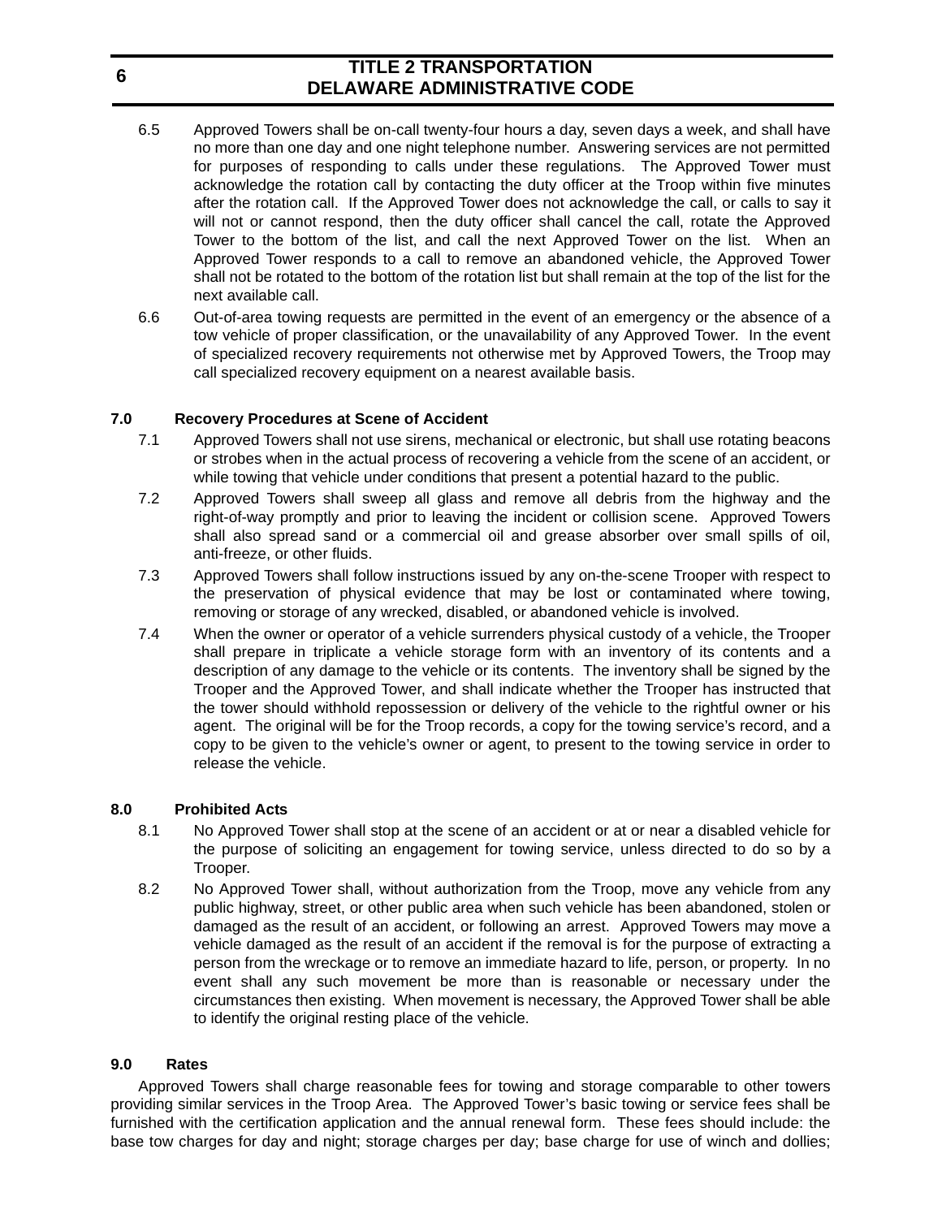6.5 Approved Towers shall be on-call twenty-four hours a day, seven days a week, and shall have no more than one day and one night telephone number. Answering services are not permitted for purposes of responding to calls under these regulations. The Approved Tower must acknowledge the rotation call by contacting the duty officer at the Troop within five minutes after the rotation call. If the Approved Tower does not acknowledge the call, or calls to say it will not or cannot respond, then the duty officer shall cancel the call, rotate the Approved Tower to the bottom of the list, and call the next Approved Tower on the list. When an Approved Tower responds to a call to remove an abandoned vehicle, the Approved Tower shall not be rotated to the bottom of the rotation list but shall remain at the top of the list for the next available call.

6.6 Out-of-area towing requests are permitted in the event of an emergency or the absence of a tow vehicle of proper classification, or the unavailability of any Approved Tower. In the event of specialized recovery requirements not otherwise met by Approved Towers, the Troop may call specialized recovery equipment on a nearest available basis.

## 7.0 Recovery Procedures at Scene of Accident

7.1 Approved Towers shall not use sirens, mechanical or electronic, but shall use rotating beacons or strobes when in the actual process of recovering a vehicle from the scene of an accident, or while towing that vehicle under conditions that present a potential hazard to the public.

7.2 Approved Towers shall sweep all glass and remove all debris from the highway and the right-of-way promptly and prior to leaving the incident or collision scene. Approved Towers shall also spread sand or a commercial oil and grease absorber over small spills of oil, anti-freeze, or other fluids.

7.3 Approved Towers shall follow instructions issued by any on-the-scene Trooper with respect to the preservation of physical evidence that may be lost or contaminated where towing, removing or storage of any wrecked, disabled, or abandoned vehicle is involved.

7.4 When the owner or operator of a vehicle surrenders physical custody of a vehicle, the Trooper shall prepare in triplicate a vehicle storage form with an inventory of its contents and a description of any damage to the vehicle or its contents. The inventory shall be signed by the Trooper and the Approved Tower, and shall indicate whether the Trooper has instructed that the tower should withhold repossession or delivery of the vehicle to the rightful owner or his agent. The original will be for the Troop records, a copy for the towing service's record, and a copy to be given to the vehicle's owner or agent, to present to the towing service in order to release the vehicle.

## 8.0 Prohibited Acts

8.1 No Approved Tower shall stop at the scene of an accident or at or near a disabled vehicle for the purpose of soliciting an engagement for towing service, unless directed to do so by a Trooper.

8.2 No Approved Tower shall, without authorization from the Troop, move any vehicle from any public highway, street, or other public area when such vehicle has been abandoned, stolen or damaged as the result of an accident, or following an arrest. Approved Towers may move a vehicle damaged as the result of an accident if the removal is for the purpose of extracting a person from the wreckage or to remove an immediate hazard to life, person, or property. In no event shall any such movement be more than is reasonable or necessary under the circumstances then existing. When movement is necessary, the Approved Tower shall be able to identify the original resting place of the vehicle.

## 9.0 Rates

Approved Towers shall charge reasonable fees for towing and storage comparable to other towers providing similar services in the Troop Area. The Approved Tower's basic towing or service fees shall be furnished with the certification application and the annual renewal form. These fees should include: the base tow charges for day and night; storage charges per day; base charge for use of winch and dollies;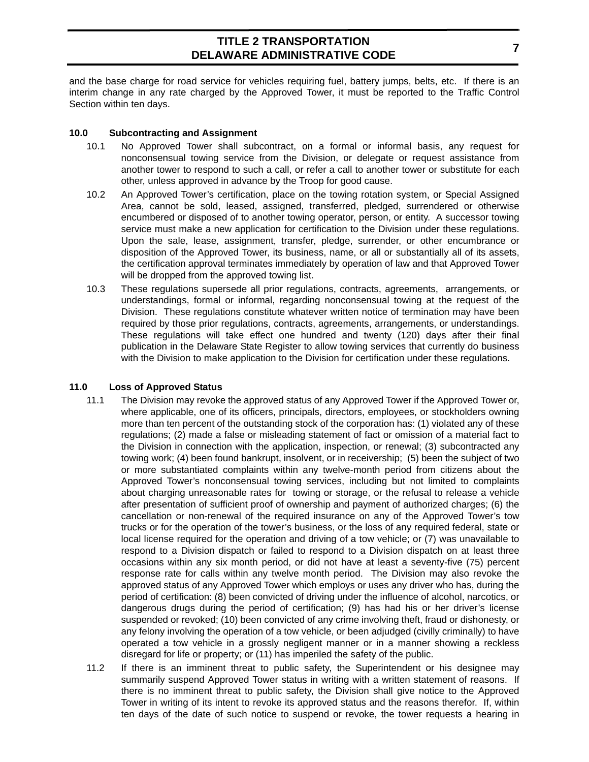and the base charge for road service for vehicles requiring fuel, battery jumps, belts, etc. If there is an interim change in any rate charged by the Approved Tower, it must be reported to the Traffic Control Section within ten days.

**10.0 Subcontracting and Assignment**

10.1 No Approved Tower shall subcontract, on a formal or informal basis, any request for nonconsensual towing service from the Division, or delegate or request assistance from another tower to respond to such a call, or refer a call to another tower or substitute for each other, unless approved in advance by the Troop for good cause.

10.2 An Approved Tower's certification, place on the towing rotation system, or Special Assigned Area, cannot be sold, leased, assigned, transferred, pledged, surrendered or otherwise encumbered or disposed of to another towing operator, person, or entity. A successor towing service must make a new application for certification to the Division under these regulations. Upon the sale, lease, assignment, transfer, pledge, surrender, or other encumbrance or disposition of the Approved Tower, its business, name, or all or substantially all of its assets, the certification approval terminates immediately by operation of law and that Approved Tower will be dropped from the approved towing list.

10.3 These regulations supersede all prior regulations, contracts, agreements, arrangements, or understandings, formal or informal, regarding nonconsensual towing at the request of the Division. These regulations constitute whatever written notice of termination may have been required by those prior regulations, contracts, agreements, arrangements, or understandings. These regulations will take effect one hundred and twenty (120) days after their final publication in the Delaware State Register to allow towing services that currently do business with the Division to make application to the Division for certification under these regulations.

**11.0 Loss of Approved Status**

11.1 The Division may revoke the approved status of any Approved Tower if the Approved Tower or, where applicable, one of its officers, principals, directors, employees, or stockholders owning more than ten percent of the outstanding stock of the corporation has: (1) violated any of these regulations; (2) made a false or misleading statement of fact or omission of a material fact to the Division in connection with the application, inspection, or renewal; (3) subcontracted any towing work; (4) been found bankrupt, insolvent, or in receivership; (5) been the subject of two or more substantiated complaints within any twelve-month period from citizens about the Approved Tower's nonconsensual towing services, including but not limited to complaints about charging unreasonable rates for towing or storage, or the refusal to release a vehicle after presentation of sufficient proof of ownership and payment of authorized charges; (6) the cancellation or non-renewal of the required insurance on any of the Approved Tower's tow trucks or for the operation of the tower's business, or the loss of any required federal, state or local license required for the operation and driving of a tow vehicle; or (7) was unavailable to respond to a Division dispatch or failed to respond to a Division dispatch on at least three occasions within any six month period, or did not have at least a seventy-five (75) percent response rate for calls within any twelve month period. The Division may also revoke the approved status of any Approved Tower which employs or uses any driver who has, during the period of certification: (8) been convicted of driving under the influence of alcohol, narcotics, or dangerous drugs during the period of certification; (9) has had his or her driver's license suspended or revoked; (10) been convicted of any crime involving theft, fraud or dishonesty, or any felony involving the operation of a tow vehicle, or been adjudged (civilly criminally) to have operated a tow vehicle in a grossly negligent manner or in a manner showing a reckless disregard for life or property; or (11) has imperiled the safety of the public.

11.2 If there is an imminent threat to public safety, the Superintendent or his designee may summarily suspend Approved Tower status in writing with a written statement of reasons. If there is no imminent threat to public safety, the Division shall give notice to the Approved Tower in writing of its intent to revoke its approved status and the reasons therefor. If, within ten days of the date of such notice to suspend or revoke, the tower requests a hearing in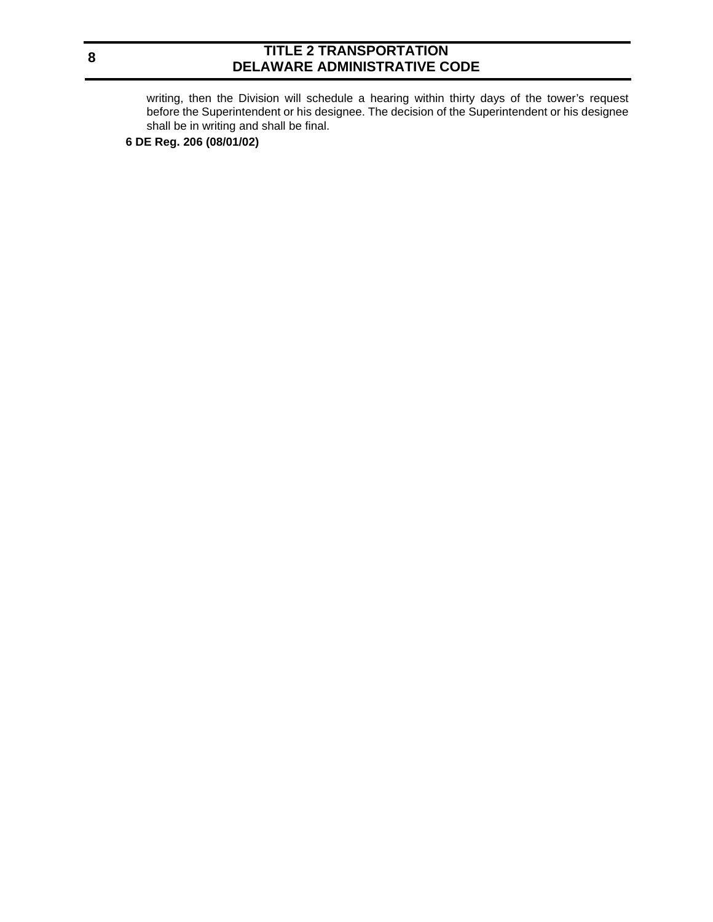writing, then the Division will schedule a hearing within thirty days of the tower's request before the Superintendent or his designee. The decision of the Superintendent or his designee shall be in writing and shall be final.

**6 DE Reg. 206 (08/01/02)**